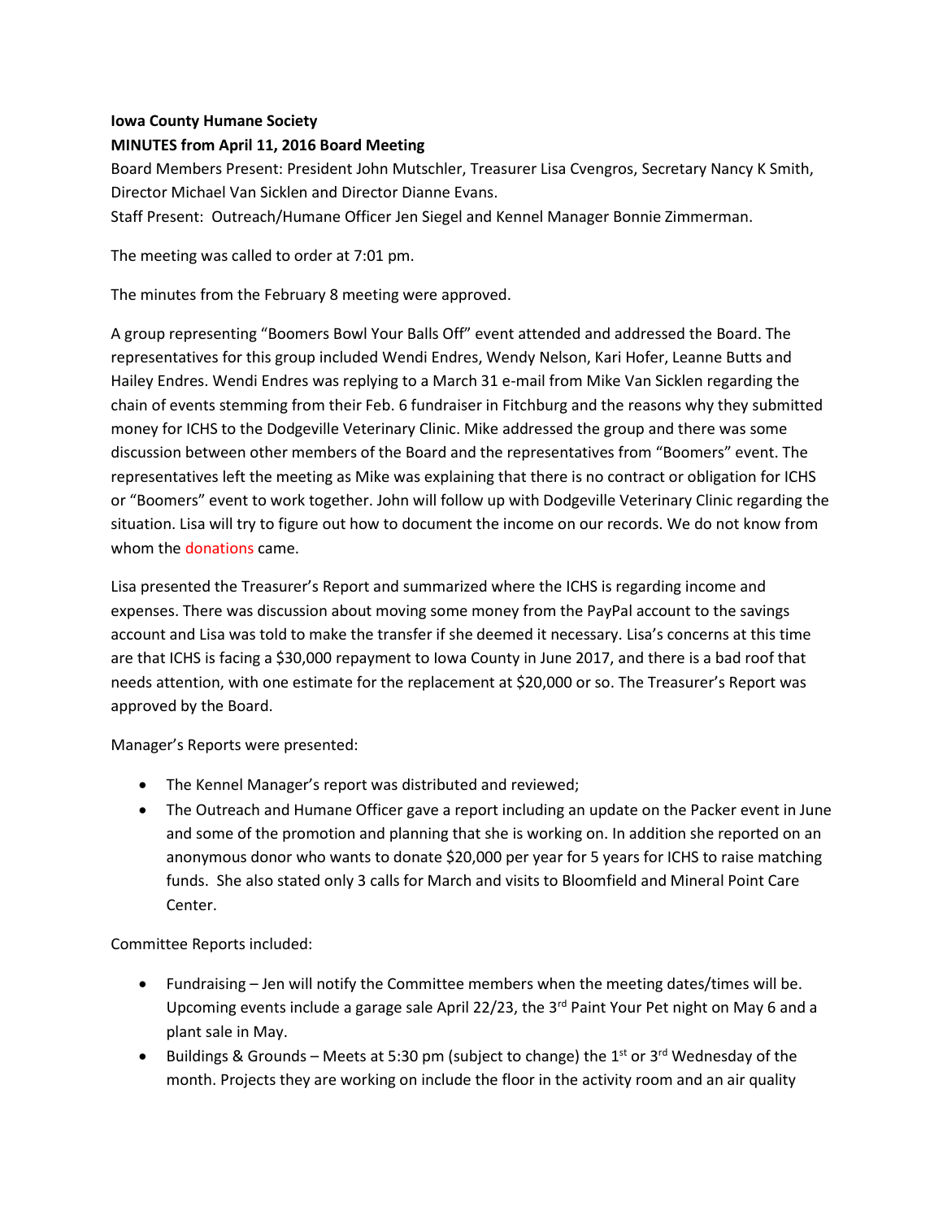**Iowa County Humane Society**

**MINUTES from April 11, 2016 Board Meeting**

Board Members Present: President John Mutschler, Treasurer Lisa Cvengros, Secretary Nancy K Smith, Director Michael Van Sicklen and Director Dianne Evans.

Staff Present: Outreach/Humane Officer Jen Siegel and Kennel Manager Bonnie Zimmerman.

The meeting was called to order at 7:01 pm.

The minutes from the February 8 meeting were approved.

A group representing "Boomers Bowl Your Balls Off" event attended and addressed the Board. The representatives for this group included Wendi Endres, Wendy Nelson, Kari Hofer, Leanne Butts and Hailey Endres. Wendi Endres was replying to a March 31 e-mail from Mike Van Sicklen regarding the chain of events stemming from their Feb. 6 fundraiser in Fitchburg and the reasons why they submitted money for ICHS to the Dodgeville Veterinary Clinic. Mike addressed the group and there was some discussion between other members of the Board and the representatives from "Boomers" event. The representatives left the meeting as Mike was explaining that there is no contract or obligation for ICHS or "Boomers" event to work together. John will follow up with Dodgeville Veterinary Clinic regarding the situation. Lisa will try to figure out how to document the income on our records. We do not know from whom the donations came.

Lisa presented the Treasurer's Report and summarized where the ICHS is regarding income and expenses. There was discussion about moving some money from the PayPal account to the savings account and Lisa was told to make the transfer if she deemed it necessary. Lisa's concerns at this time are that ICHS is facing a $30,000 repayment to Iowa County in June 2017, and there is a bad roof that needs attention, with one estimate for the replacement at $20,000 or so. The Treasurer's Report was approved by the Board.

Manager's Reports were presented:

- The Kennel Manager's report was distributed and reviewed;
- The Outreach and Humane Officer gave a report including an update on the Packer event in June and some of the promotion and planning that she is working on. In addition she reported on an anonymous donor who wants to donate $20,000 per year for 5 years for ICHS to raise matching funds. She also stated only 3 calls for March and visits to Bloomfield and Mineral Point Care Center.

Committee Reports included:

- Fundraising – Jen will notify the Committee members when the meeting dates/times will be. Upcoming events include a garage sale April 22/23, the 3rd Paint Your Pet night on May 6 and a plant sale in May.
- Buildings & Grounds – Meets at 5:30 pm (subject to change) the 1st or 3rd Wednesday of the month. Projects they are working on include the floor in the activity room and an air quality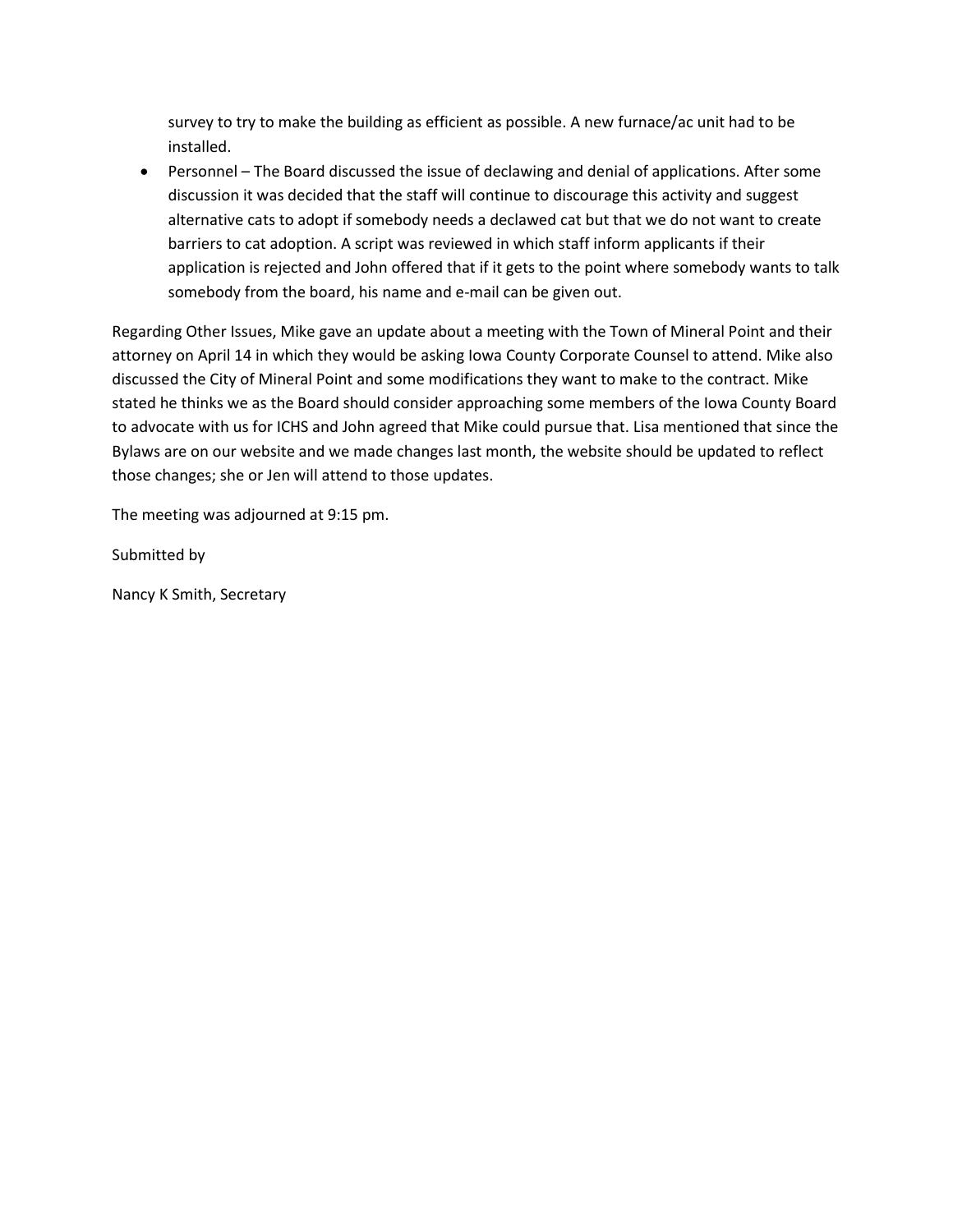survey to try to make the building as efficient as possible. A new furnace/ac unit had to be installed.

- Personnel – The Board discussed the issue of declawing and denial of applications. After some discussion it was decided that the staff will continue to discourage this activity and suggest alternative cats to adopt if somebody needs a declawed cat but that we do not want to create barriers to cat adoption. A script was reviewed in which staff inform applicants if their application is rejected and John offered that if it gets to the point where somebody wants to talk somebody from the board, his name and e-mail can be given out.

Regarding Other Issues, Mike gave an update about a meeting with the Town of Mineral Point and their attorney on April 14 in which they would be asking Iowa County Corporate Counsel to attend. Mike also discussed the City of Mineral Point and some modifications they want to make to the contract. Mike stated he thinks we as the Board should consider approaching some members of the Iowa County Board to advocate with us for ICHS and John agreed that Mike could pursue that. Lisa mentioned that since the Bylaws are on our website and we made changes last month, the website should be updated to reflect those changes; she or Jen will attend to those updates.

The meeting was adjourned at 9:15 pm.

Submitted by

Nancy K Smith, Secretary